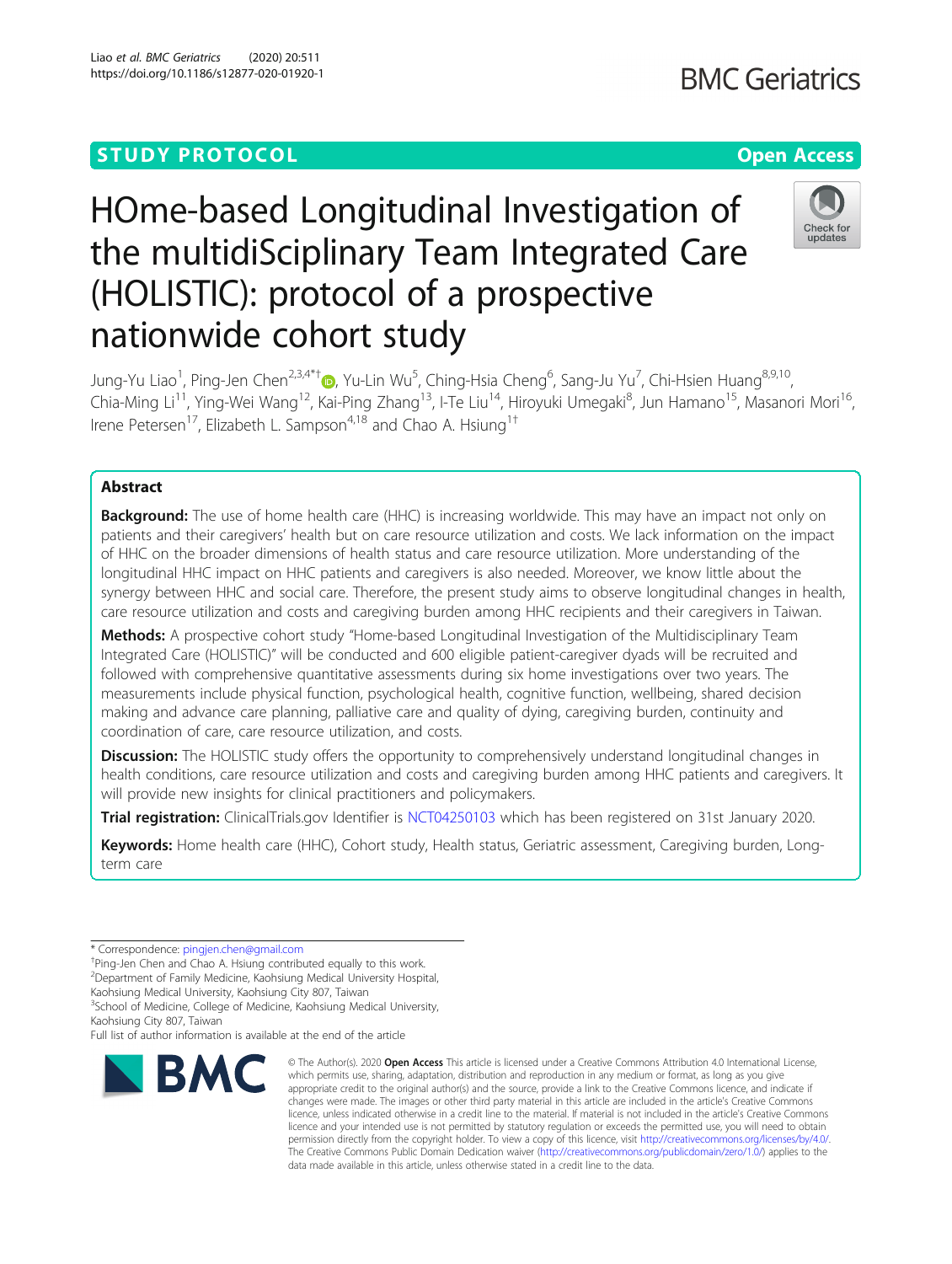STUDY PROTOCOL

Open Access

# HOme-based Longitudinal Investigation of the multidiSciplinary Team Integrated Care (HOLISTIC): protocol of a prospective nationwide cohort study

Jung-Yu Liao[1], Ping-Jen Chen[2,3,4*†], Yu-Lin Wu[5], Ching-Hsia Cheng[6], Sang-Ju Yu[7], Chi-Hsien Huang[8,9,10], Chia-Ming Li[11], Ying-Wei Wang[12], Kai-Ping Zhang[13], I-Te Liu[14], Hiroyuki Umegaki[8], Jun Hamano[15], Masanori Mori[16], Irene Petersen[17], Elizabeth L. Sampson[4,18] and Chao A. Hsiung[1†]

## Abstract

**Background:** The use of home health care (HHC) is increasing worldwide. This may have an impact not only on patients and their caregivers' health but on care resource utilization and costs. We lack information on the impact of HHC on the broader dimensions of health status and care resource utilization. More understanding of the longitudinal HHC impact on HHC patients and caregivers is also needed. Moreover, we know little about the synergy between HHC and social care. Therefore, the present study aims to observe longitudinal changes in health, care resource utilization and costs and caregiving burden among HHC recipients and their caregivers in Taiwan.

**Methods:** A prospective cohort study "Home-based Longitudinal Investigation of the Multidisciplinary Team Integrated Care (HOLISTIC)" will be conducted and 600 eligible patient-caregiver dyads will be recruited and followed with comprehensive quantitative assessments during six home investigations over two years. The measurements include physical function, psychological health, cognitive function, wellbeing, shared decision making and advance care planning, palliative care and quality of dying, caregiving burden, continuity and coordination of care, care resource utilization, and costs.

**Discussion:** The HOLISTIC study offers the opportunity to comprehensively understand longitudinal changes in health conditions, care resource utilization and costs and caregiving burden among HHC patients and caregivers. It will provide new insights for clinical practitioners and policymakers.

**Trial registration:** ClinicalTrials.gov Identifier is NCT04250103 which has been registered on 31st January 2020.

**Keywords:** Home health care (HHC), Cohort study, Health status, Geriatric assessment, Caregiving burden, Long-term care

---

\* Correspondence: pingjen.chen@gmail.com
†Ping-Jen Chen and Chao A. Hsiung contributed equally to this work.
[2]Department of Family Medicine, Kaohsiung Medical University Hospital, Kaohsiung Medical University, Kaohsiung City 807, Taiwan
[3]School of Medicine, College of Medicine, Kaohsiung Medical University, Kaohsiung City 807, Taiwan
Full list of author information is available at the end of the article

© The Author(s). 2020 **Open Access** This article is licensed under a Creative Commons Attribution 4.0 International License, which permits use, sharing, adaptation, distribution and reproduction in any medium or format, as long as you give appropriate credit to the original author(s) and the source, provide a link to the Creative Commons licence, and indicate if changes were made. The images or other third party material in this article are included in the article's Creative Commons licence, unless indicated otherwise in a credit line to the material. If material is not included in the article's Creative Commons licence and your intended use is not permitted by statutory regulation or exceeds the permitted use, you will need to obtain permission directly from the copyright holder. To view a copy of this licence, visit http://creativecommons.org/licenses/by/4.0/. The Creative Commons Public Domain Dedication waiver (http://creativecommons.org/publicdomain/zero/1.0/) applies to the data made available in this article, unless otherwise stated in a credit line to the data.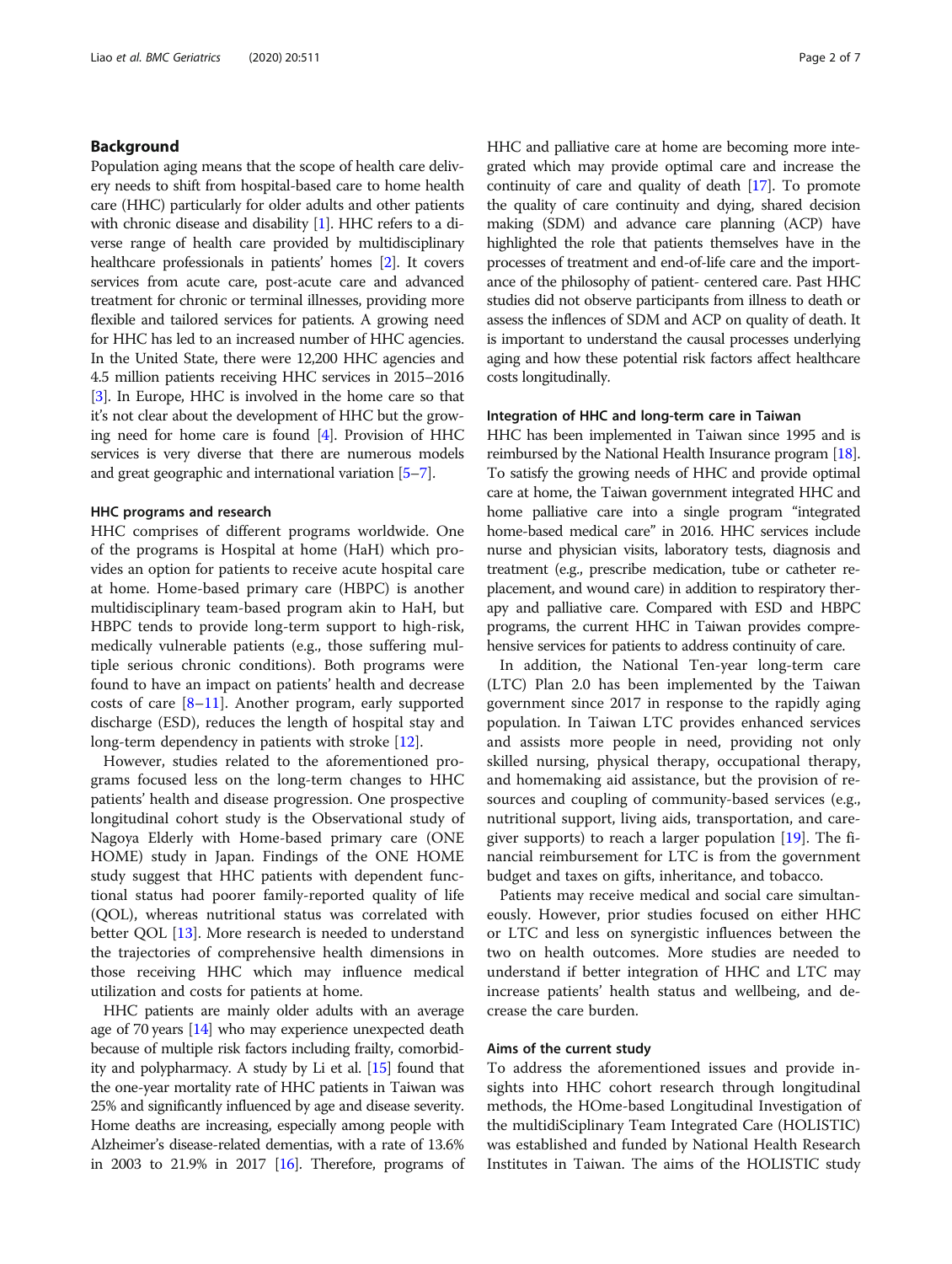## Background

Population aging means that the scope of health care delivery needs to shift from hospital-based care to home health care (HHC) particularly for older adults and other patients with chronic disease and disability [1]. HHC refers to a diverse range of health care provided by multidisciplinary healthcare professionals in patients' homes [2]. It covers services from acute care, post-acute care and advanced treatment for chronic or terminal illnesses, providing more flexible and tailored services for patients. A growing need for HHC has led to an increased number of HHC agencies. In the United State, there were 12,200 HHC agencies and 4.5 million patients receiving HHC services in 2015–2016 [3]. In Europe, HHC is involved in the home care so that it's not clear about the development of HHC but the growing need for home care is found [4]. Provision of HHC services is very diverse that there are numerous models and great geographic and international variation [5–7].

### HHC programs and research

HHC comprises of different programs worldwide. One of the programs is Hospital at home (HaH) which provides an option for patients to receive acute hospital care at home. Home-based primary care (HBPC) is another multidisciplinary team-based program akin to HaH, but HBPC tends to provide long-term support to high-risk, medically vulnerable patients (e.g., those suffering multiple serious chronic conditions). Both programs were found to have an impact on patients' health and decrease costs of care [8–11]. Another program, early supported discharge (ESD), reduces the length of hospital stay and long-term dependency in patients with stroke [12].

However, studies related to the aforementioned programs focused less on the long-term changes to HHC patients' health and disease progression. One prospective longitudinal cohort study is the Observational study of Nagoya Elderly with Home-based primary care (ONE HOME) study in Japan. Findings of the ONE HOME study suggest that HHC patients with dependent functional status had poorer family-reported quality of life (QOL), whereas nutritional status was correlated with better QOL [13]. More research is needed to understand the trajectories of comprehensive health dimensions in those receiving HHC which may influence medical utilization and costs for patients at home.

HHC patients are mainly older adults with an average age of 70 years [14] who may experience unexpected death because of multiple risk factors including frailty, comorbidity and polypharmacy. A study by Li et al. [15] found that the one-year mortality rate of HHC patients in Taiwan was 25% and significantly influenced by age and disease severity. Home deaths are increasing, especially among people with Alzheimer's disease-related dementias, with a rate of 13.6% in 2003 to 21.9% in 2017 [16]. Therefore, programs of HHC and palliative care at home are becoming more integrated which may provide optimal care and increase the continuity of care and quality of death [17]. To promote the quality of care continuity and dying, shared decision making (SDM) and advance care planning (ACP) have highlighted the role that patients themselves have in the processes of treatment and end-of-life care and the importance of the philosophy of patient- centered care. Past HHC studies did not observe participants from illness to death or assess the inflences of SDM and ACP on quality of death. It is important to understand the causal processes underlying aging and how these potential risk factors affect healthcare costs longitudinally.

### Integration of HHC and long-term care in Taiwan

HHC has been implemented in Taiwan since 1995 and is reimbursed by the National Health Insurance program [18]. To satisfy the growing needs of HHC and provide optimal care at home, the Taiwan government integrated HHC and home palliative care into a single program "integrated home-based medical care" in 2016. HHC services include nurse and physician visits, laboratory tests, diagnosis and treatment (e.g., prescribe medication, tube or catheter replacement, and wound care) in addition to respiratory therapy and palliative care. Compared with ESD and HBPC programs, the current HHC in Taiwan provides comprehensive services for patients to address continuity of care.

In addition, the National Ten-year long-term care (LTC) Plan 2.0 has been implemented by the Taiwan government since 2017 in response to the rapidly aging population. In Taiwan LTC provides enhanced services and assists more people in need, providing not only skilled nursing, physical therapy, occupational therapy, and homemaking aid assistance, but the provision of resources and coupling of community-based services (e.g., nutritional support, living aids, transportation, and caregiver supports) to reach a larger population [19]. The financial reimbursement for LTC is from the government budget and taxes on gifts, inheritance, and tobacco.

Patients may receive medical and social care simultaneously. However, prior studies focused on either HHC or LTC and less on synergistic influences between the two on health outcomes. More studies are needed to understand if better integration of HHC and LTC may increase patients' health status and wellbeing, and decrease the care burden.

### Aims of the current study

To address the aforementioned issues and provide insights into HHC cohort research through longitudinal methods, the HOme-based Longitudinal Investigation of the multidiSciplinary Team Integrated Care (HOLISTIC) was established and funded by National Health Research Institutes in Taiwan. The aims of the HOLISTIC study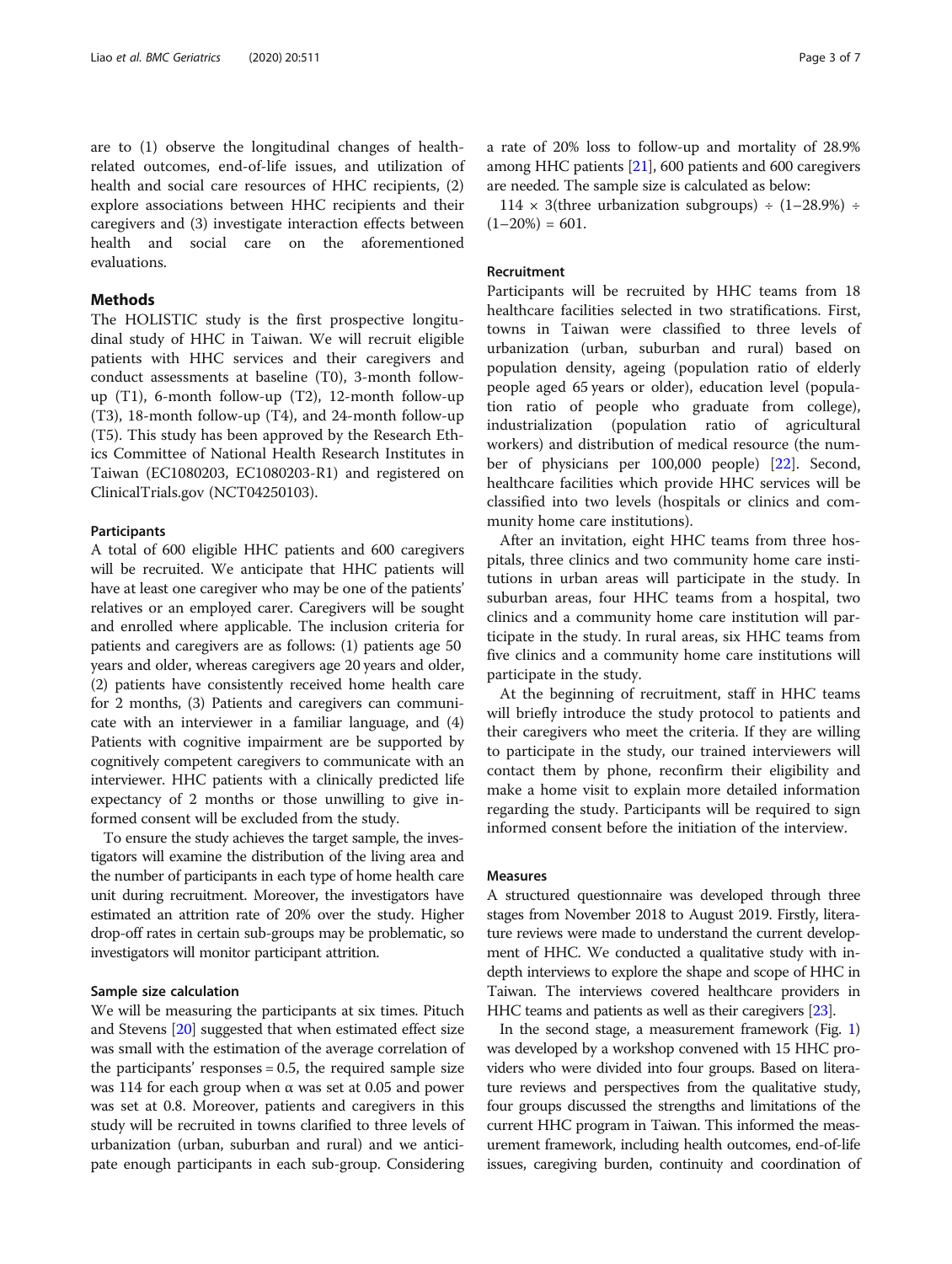are to (1) observe the longitudinal changes of health-related outcomes, end-of-life issues, and utilization of health and social care resources of HHC recipients, (2) explore associations between HHC recipients and their caregivers and (3) investigate interaction effects between health and social care on the aforementioned evaluations.

## Methods

The HOLISTIC study is the first prospective longitudinal study of HHC in Taiwan. We will recruit eligible patients with HHC services and their caregivers and conduct assessments at baseline (T0), 3-month follow-up (T1), 6-month follow-up (T2), 12-month follow-up (T3), 18-month follow-up (T4), and 24-month follow-up (T5). This study has been approved by the Research Ethics Committee of National Health Research Institutes in Taiwan (EC1080203, EC1080203-R1) and registered on ClinicalTrials.gov (NCT04250103).

### Participants

A total of 600 eligible HHC patients and 600 caregivers will be recruited. We anticipate that HHC patients will have at least one caregiver who may be one of the patients' relatives or an employed carer. Caregivers will be sought and enrolled where applicable. The inclusion criteria for patients and caregivers are as follows: (1) patients age 50 years and older, whereas caregivers age 20 years and older, (2) patients have consistently received home health care for 2 months, (3) Patients and caregivers can communicate with an interviewer in a familiar language, and (4) Patients with cognitive impairment are be supported by cognitively competent caregivers to communicate with an interviewer. HHC patients with a clinically predicted life expectancy of 2 months or those unwilling to give informed consent will be excluded from the study.

To ensure the study achieves the target sample, the investigators will examine the distribution of the living area and the number of participants in each type of home health care unit during recruitment. Moreover, the investigators have estimated an attrition rate of 20% over the study. Higher drop-off rates in certain sub-groups may be problematic, so investigators will monitor participant attrition.

### Sample size calculation

We will be measuring the participants at six times. Pituch and Stevens [20] suggested that when estimated effect size was small with the estimation of the average correlation of the participants' responses = 0.5, the required sample size was 114 for each group when α was set at 0.05 and power was set at 0.8. Moreover, patients and caregivers in this study will be recruited in towns clarified to three levels of urbanization (urban, suburban and rural) and we anticipate enough participants in each sub-group. Considering a rate of 20% loss to follow-up and mortality of 28.9% among HHC patients [21], 600 patients and 600 caregivers are needed. The sample size is calculated as below:

$114 \times 3$(three urbanization subgroups) $\div (1–28.9\%) \div (1–20\%) = 601$.

### Recruitment

Participants will be recruited by HHC teams from 18 healthcare facilities selected in two stratifications. First, towns in Taiwan were classified to three levels of urbanization (urban, suburban and rural) based on population density, ageing (population ratio of elderly people aged 65 years or older), education level (population ratio of people who graduate from college), industrialization (population ratio of agricultural workers) and distribution of medical resource (the number of physicians per 100,000 people) [22]. Second, healthcare facilities which provide HHC services will be classified into two levels (hospitals or clinics and community home care institutions).

After an invitation, eight HHC teams from three hospitals, three clinics and two community home care institutions in urban areas will participate in the study. In suburban areas, four HHC teams from a hospital, two clinics and a community home care institution will participate in the study. In rural areas, six HHC teams from five clinics and a community home care institutions will participate in the study.

At the beginning of recruitment, staff in HHC teams will briefly introduce the study protocol to patients and their caregivers who meet the criteria. If they are willing to participate in the study, our trained interviewers will contact them by phone, reconfirm their eligibility and make a home visit to explain more detailed information regarding the study. Participants will be required to sign informed consent before the initiation of the interview.

### Measures

A structured questionnaire was developed through three stages from November 2018 to August 2019. Firstly, literature reviews were made to understand the current development of HHC. We conducted a qualitative study with in-depth interviews to explore the shape and scope of HHC in Taiwan. The interviews covered healthcare providers in HHC teams and patients as well as their caregivers [23].

In the second stage, a measurement framework (Fig. 1) was developed by a workshop convened with 15 HHC providers who were divided into four groups. Based on literature reviews and perspectives from the qualitative study, four groups discussed the strengths and limitations of the current HHC program in Taiwan. This informed the measurement framework, including health outcomes, end-of-life issues, caregiving burden, continuity and coordination of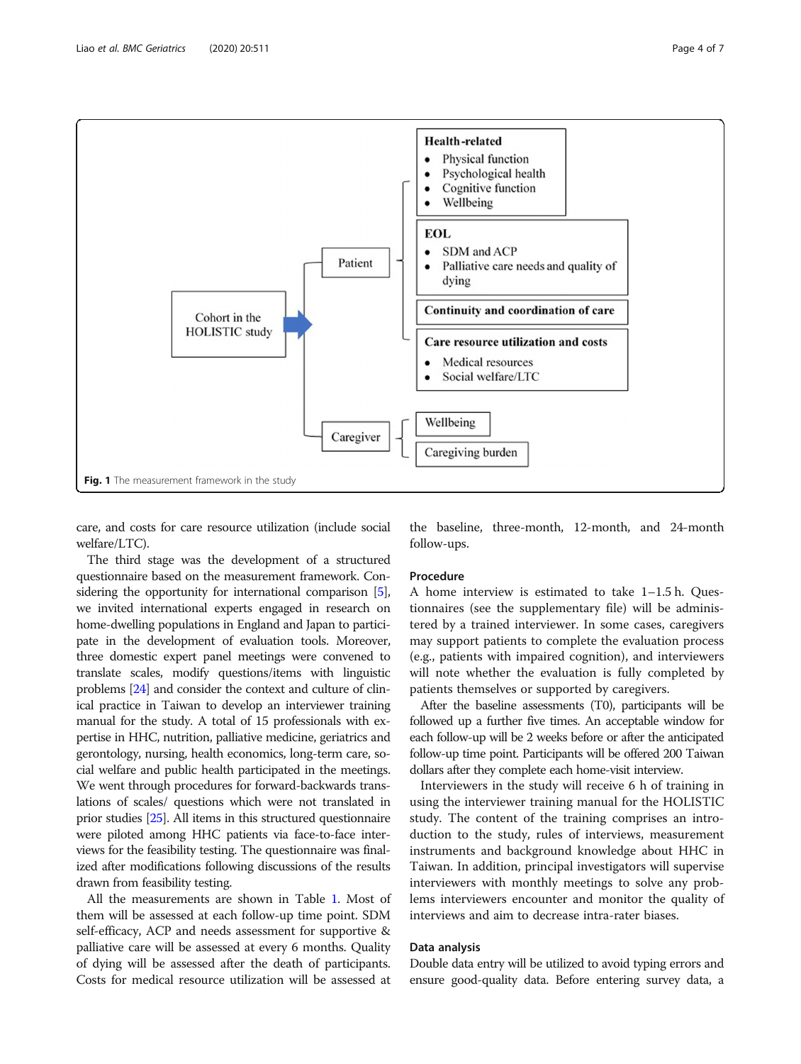Health-related
- Physical function
- Psychological health
- Cognitive function
- Wellbeing

EOL
- SDM and ACP
- Palliative care needs and quality of dying

Continuity and coordination of care

Care resource utilization and costs
- Medical resources
- Social welfare/LTC

Cohort in the HOLISTIC study → Patient; Caregiver

Caregiver: Wellbeing; Caregiving burden

**Fig. 1** The measurement framework in the study

care, and costs for care resource utilization (include social welfare/LTC).

The third stage was the development of a structured questionnaire based on the measurement framework. Considering the opportunity for international comparison [5], we invited international experts engaged in research on home-dwelling populations in England and Japan to participate in the development of evaluation tools. Moreover, three domestic expert panel meetings were convened to translate scales, modify questions/items with linguistic problems [24] and consider the context and culture of clinical practice in Taiwan to develop an interviewer training manual for the study. A total of 15 professionals with expertise in HHC, nutrition, palliative medicine, geriatrics and gerontology, nursing, health economics, long-term care, social welfare and public health participated in the meetings. We went through procedures for forward-backwards translations of scales/ questions which were not translated in prior studies [25]. All items in this structured questionnaire were piloted among HHC patients via face-to-face interviews for the feasibility testing. The questionnaire was finalized after modifications following discussions of the results drawn from feasibility testing.

All the measurements are shown in Table 1. Most of them will be assessed at each follow-up time point. SDM self-efficacy, ACP and needs assessment for supportive & palliative care will be assessed at every 6 months. Quality of dying will be assessed after the death of participants. Costs for medical resource utilization will be assessed at the baseline, three-month, 12-month, and 24-month follow-ups.

## Procedure

A home interview is estimated to take 1–1.5 h. Questionnaires (see the supplementary file) will be administered by a trained interviewer. In some cases, caregivers may support patients to complete the evaluation process (e.g., patients with impaired cognition), and interviewers will note whether the evaluation is fully completed by patients themselves or supported by caregivers.

After the baseline assessments (T0), participants will be followed up a further five times. An acceptable window for each follow-up will be 2 weeks before or after the anticipated follow-up time point. Participants will be offered 200 Taiwan dollars after they complete each home-visit interview.

Interviewers in the study will receive 6 h of training in using the interviewer training manual for the HOLISTIC study. The content of the training comprises an introduction to the study, rules of interviews, measurement instruments and background knowledge about HHC in Taiwan. In addition, principal investigators will supervise interviewers with monthly meetings to solve any problems interviewers encounter and monitor the quality of interviews and aim to decrease intra-rater biases.

## Data analysis

Double data entry will be utilized to avoid typing errors and ensure good-quality data. Before entering survey data, a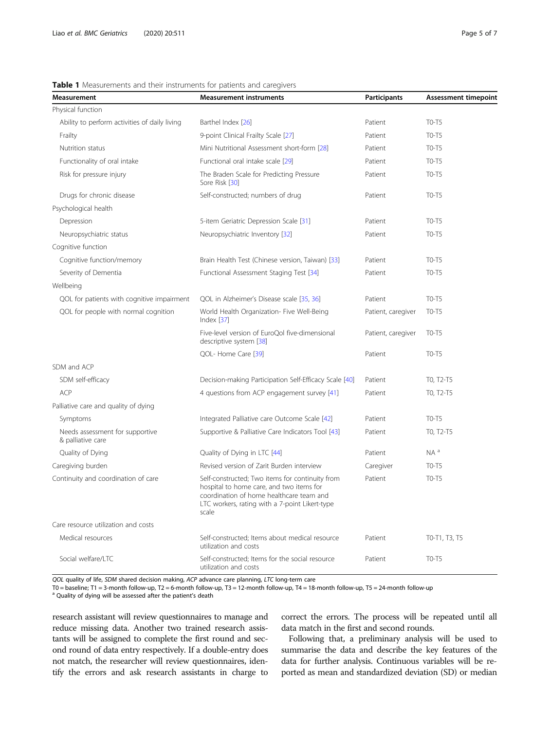**Table 1** Measurements and their instruments for patients and caregivers

| Measurement | Measurement instruments | Participants | Assessment timepoint |
|---|---|---|---|
| Physical function | | | |
| Ability to perform activities of daily living | Barthel Index [26] | Patient | T0-T5 |
| Frailty | 9-point Clinical Frailty Scale [27] | Patient | T0-T5 |
| Nutrition status | Mini Nutritional Assessment short-form [28] | Patient | T0-T5 |
| Functionality of oral intake | Functional oral intake scale [29] | Patient | T0-T5 |
| Risk for pressure injury | The Braden Scale for Predicting Pressure Sore Risk [30] | Patient | T0-T5 |
| Drugs for chronic disease | Self-constructed; numbers of drug | Patient | T0-T5 |
| Psychological health | | | |
| Depression | 5-item Geriatric Depression Scale [31] | Patient | T0-T5 |
| Neuropsychiatric status | Neuropsychiatric Inventory [32] | Patient | T0-T5 |
| Cognitive function | | | |
| Cognitive function/memory | Brain Health Test (Chinese version, Taiwan) [33] | Patient | T0-T5 |
| Severity of Dementia | Functional Assessment Staging Test [34] | Patient | T0-T5 |
| Wellbeing | | | |
| QOL for patients with cognitive impairment | QOL in Alzheimer's Disease scale [35, 36] | Patient | T0-T5 |
| QOL for people with normal cognition | World Health Organization- Five Well-Being Index [37] | Patient, caregiver | T0-T5 |
| | Five-level version of EuroQol five-dimensional descriptive system [38] | Patient, caregiver | T0-T5 |
| | QOL- Home Care [39] | Patient | T0-T5 |
| SDM and ACP | | | |
| SDM self-efficacy | Decision-making Participation Self-Efficacy Scale [40] | Patient | T0, T2-T5 |
| ACP | 4 questions from ACP engagement survey [41] | Patient | T0, T2-T5 |
| Palliative care and quality of dying | | | |
| Symptoms | Integrated Palliative care Outcome Scale [42] | Patient | T0-T5 |
| Needs assessment for supportive & palliative care | Supportive & Palliative Care Indicators Tool [43] | Patient | T0, T2-T5 |
| Quality of Dying | Quality of Dying in LTC [44] | Patient | NA [a] |
| Caregiving burden | Revised version of Zarit Burden interview | Caregiver | T0-T5 |
| Continuity and coordination of care | Self-constructed; Two items for continuity from hospital to home care, and two items for coordination of home healthcare team and LTC workers, rating with a 7-point Likert-type scale | Patient | T0-T5 |
| Care resource utilization and costs | | | |
| Medical resources | Self-constructed; Items about medical resource utilization and costs | Patient | T0-T1, T3, T5 |
| Social welfare/LTC | Self-constructed; Items for the social resource utilization and costs | Patient | T0-T5 |

*QOL* quality of life, *SDM* shared decision making, *ACP* advance care planning, *LTC* long-term care
T0 = baseline; T1 = 3-month follow-up, T2 = 6-month follow-up, T3 = 12-month follow-up, T4 = 18-month follow-up, T5 = 24-month follow-up
[a] Quality of dying will be assessed after the patient's death

research assistant will review questionnaires to manage and reduce missing data. Another two trained research assistants will be assigned to complete the first round and second round of data entry respectively. If a double-entry does not match, the researcher will review questionnaires, identify the errors and ask research assistants in charge to correct the errors. The process will be repeated until all data match in the first and second rounds.

Following that, a preliminary analysis will be used to summarise the data and describe the key features of the data for further analysis. Continuous variables will be reported as mean and standardized deviation (SD) or median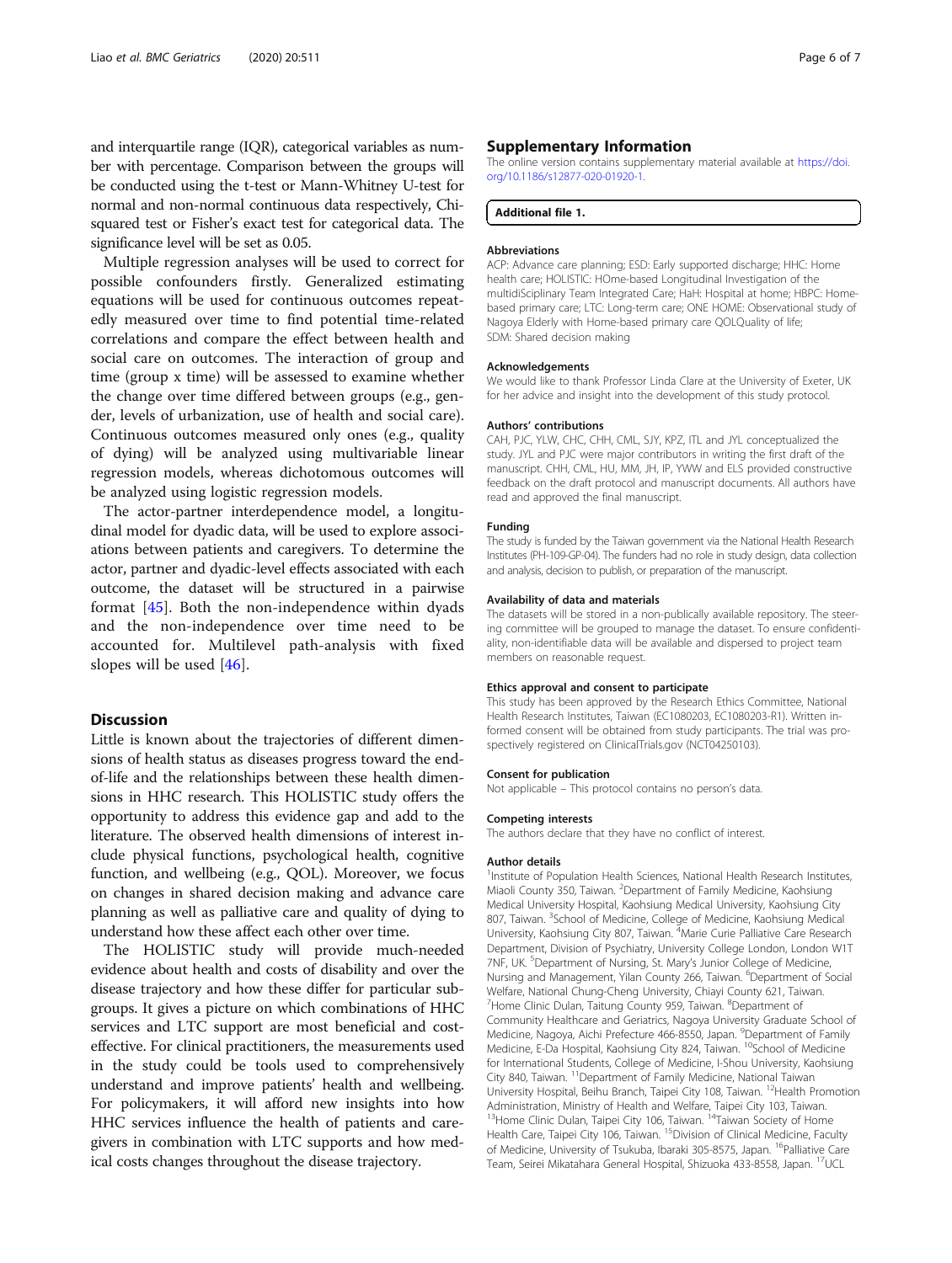and interquartile range (IQR), categorical variables as number with percentage. Comparison between the groups will be conducted using the t-test or Mann-Whitney U-test for normal and non-normal continuous data respectively, Chi-squared test or Fisher's exact test for categorical data. The significance level will be set as 0.05.

Multiple regression analyses will be used to correct for possible confounders firstly. Generalized estimating equations will be used for continuous outcomes repeatedly measured over time to find potential time-related correlations and compare the effect between health and social care on outcomes. The interaction of group and time (group x time) will be assessed to examine whether the change over time differed between groups (e.g., gender, levels of urbanization, use of health and social care). Continuous outcomes measured only ones (e.g., quality of dying) will be analyzed using multivariable linear regression models, whereas dichotomous outcomes will be analyzed using logistic regression models.

The actor-partner interdependence model, a longitudinal model for dyadic data, will be used to explore associations between patients and caregivers. To determine the actor, partner and dyadic-level effects associated with each outcome, the dataset will be structured in a pairwise format [45]. Both the non-independence within dyads and the non-independence over time need to be accounted for. Multilevel path-analysis with fixed slopes will be used [46].

## Discussion

Little is known about the trajectories of different dimensions of health status as diseases progress toward the end-of-life and the relationships between these health dimensions in HHC research. This HOLISTIC study offers the opportunity to address this evidence gap and add to the literature. The observed health dimensions of interest include physical functions, psychological health, cognitive function, and wellbeing (e.g., QOL). Moreover, we focus on changes in shared decision making and advance care planning as well as palliative care and quality of dying to understand how these affect each other over time.

The HOLISTIC study will provide much-needed evidence about health and costs of disability and over the disease trajectory and how these differ for particular subgroups. It gives a picture on which combinations of HHC services and LTC support are most beneficial and cost-effective. For clinical practitioners, the measurements used in the study could be tools used to comprehensively understand and improve patients' health and wellbeing. For policymakers, it will afford new insights into how HHC services influence the health of patients and caregivers in combination with LTC supports and how medical costs changes throughout the disease trajectory.

## Supplementary Information

The online version contains supplementary material available at https://doi.org/10.1186/s12877-020-01920-1.

**Additional file 1.**

### Abbreviations

ACP: Advance care planning; ESD: Early supported discharge; HHC: Home health care; HOLISTIC: HOme-based Longitudinal Investigation of the multidiSciplinary Team Integrated Care; HaH: Hospital at home; HBPC: Home-based primary care; LTC: Long-term care; ONE HOME: Observational study of Nagoya Elderly with Home-based primary care QOLQuality of life; SDM: Shared decision making

### Acknowledgements

We would like to thank Professor Linda Clare at the University of Exeter, UK for her advice and insight into the development of this study protocol.

### Authors' contributions

CAH, PJC, YLW, CHC, CHH, CML, SJY, KPZ, ITL and JYL conceptualized the study. JYL and PJC were major contributors in writing the first draft of the manuscript. CHH, CML, HU, MM, JH, IP, YWW and ELS provided constructive feedback on the draft protocol and manuscript documents. All authors have read and approved the final manuscript.

### Funding

The study is funded by the Taiwan government via the National Health Research Institutes (PH-109-GP-04). The funders had no role in study design, data collection and analysis, decision to publish, or preparation of the manuscript.

### Availability of data and materials

The datasets will be stored in a non-publically available repository. The steering committee will be grouped to manage the dataset. To ensure confidentiality, non-identifiable data will be available and dispersed to project team members on reasonable request.

### Ethics approval and consent to participate

This study has been approved by the Research Ethics Committee, National Health Research Institutes, Taiwan (EC1080203, EC1080203-R1). Written informed consent will be obtained from study participants. The trial was prospectively registered on ClinicalTrials.gov (NCT04250103).

### Consent for publication

Not applicable – This protocol contains no person's data.

### Competing interests

The authors declare that they have no conflict of interest.

### Author details

[1]Institute of Population Health Sciences, National Health Research Institutes, Miaoli County 350, Taiwan. [2]Department of Family Medicine, Kaohsiung Medical University Hospital, Kaohsiung Medical University, Kaohsiung City 807, Taiwan. [3]School of Medicine, College of Medicine, Kaohsiung Medical University, Kaohsiung City 807, Taiwan. [4]Marie Curie Palliative Care Research Department, Division of Psychiatry, University College London, London W1T 7NF, UK. [5]Department of Nursing, St. Mary's Junior College of Medicine, Nursing and Management, Yilan County 266, Taiwan. [6]Department of Social Welfare, National Chung-Cheng University, Chiayi County 621, Taiwan. [7]Home Clinic Dulan, Taitung County 959, Taiwan. [8]Department of Community Healthcare and Geriatrics, Nagoya University Graduate School of Medicine, Nagoya, Aichi Prefecture 466-8550, Japan. [9]Department of Family Medicine, E-Da Hospital, Kaohsiung City 824, Taiwan. [10]School of Medicine for International Students, College of Medicine, I-Shou University, Kaohsiung City 840, Taiwan. [11]Department of Family Medicine, National Taiwan University Hospital, Beihu Branch, Taipei City 108, Taiwan. [12]Health Promotion Administration, Ministry of Health and Welfare, Taipei City 103, Taiwan. [13]Home Clinic Dulan, Taipei City 106, Taiwan. [14]Taiwan Society of Home Health Care, Taipei City 106, Taiwan. [15]Division of Clinical Medicine, Faculty of Medicine, University of Tsukuba, Ibaraki 305-8575, Japan. [16]Palliative Care Team, Seirei Mikatahara General Hospital, Shizuoka 433-8558, Japan. [17]UCL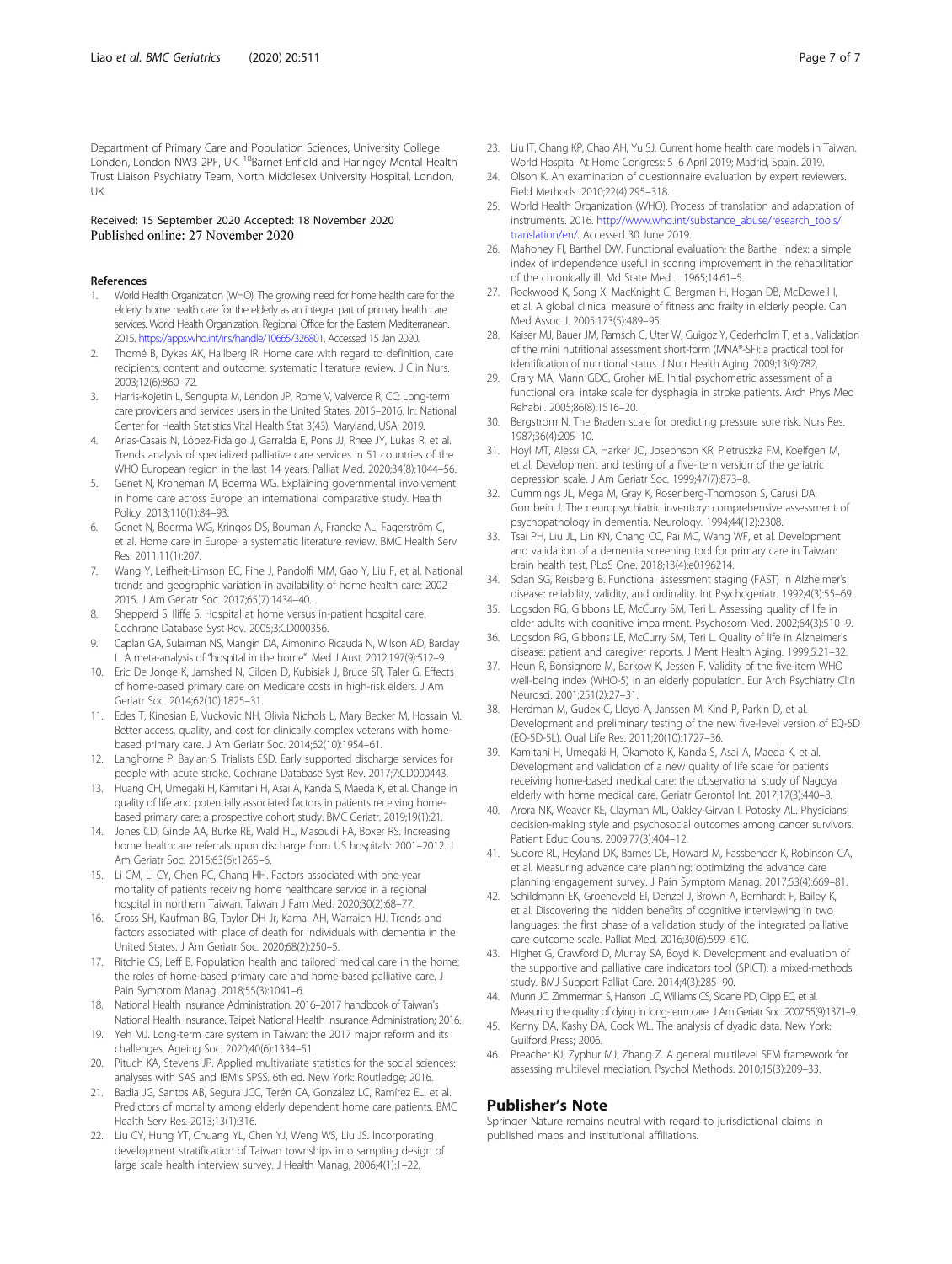Department of Primary Care and Population Sciences, University College London, London NW3 2PF, UK. [18]Barnet Enfield and Haringey Mental Health Trust Liaison Psychiatry Team, North Middlesex University Hospital, London, UK.

Received: 15 September 2020 Accepted: 18 November 2020
Published online: 27 November 2020

## References

1. World Health Organization (WHO). The growing need for home health care for the elderly: home health care for the elderly as an integral part of primary health care services. World Health Organization. Regional Office for the Eastern Mediterranean. 2015. https://apps.who.int/iris/handle/10665/326801. Accessed 15 Jan 2020.
2. Thomé B, Dykes AK, Hallberg IR. Home care with regard to definition, care recipients, content and outcome: systematic literature review. J Clin Nurs. 2003;12(6):860–72.
3. Harris-Kojetin L, Sengupta M, Lendon JP, Rome V, Valverde R, CC: Long-term care providers and services users in the United States, 2015–2016. In: National Center for Health Statistics Vital Health Stat 3(43). Maryland, USA; 2019.
4. Arias-Casais N, López-Fidalgo J, Garralda E, Pons JJ, Rhee JY, Lukas R, et al. Trends analysis of specialized palliative care services in 51 countries of the WHO European region in the last 14 years. Palliat Med. 2020;34(8):1044–56.
5. Genet N, Kroneman M, Boerma WG. Explaining governmental involvement in home care across Europe: an international comparative study. Health Policy. 2013;110(1):84–93.
6. Genet N, Boerma WG, Kringos DS, Bouman A, Francke AL, Fagerström C, et al. Home care in Europe: a systematic literature review. BMC Health Serv Res. 2011;11(1):207.
7. Wang Y, Leifheit-Limson EC, Fine J, Pandolfi MM, Gao Y, Liu F, et al. National trends and geographic variation in availability of home health care: 2002–2015. J Am Geriatr Soc. 2017;65(7):1434–40.
8. Shepperd S, Iliffe S. Hospital at home versus in-patient hospital care. Cochrane Database Syst Rev. 2005;3:CD000356.
9. Caplan GA, Sulaiman NS, Mangin DA, Aimonino Ricauda N, Wilson AD, Barclay L. A meta-analysis of "hospital in the home". Med J Aust. 2012;197(9):512–9.
10. Eric De Jonge K, Jamshed N, Gilden D, Kubisiak J, Bruce SR, Taler G. Effects of home-based primary care on Medicare costs in high-risk elders. J Am Geriatr Soc. 2014;62(10):1825–31.
11. Edes T, Kinosian B, Vuckovic NH, Olivia Nichols L, Mary Becker M, Hossain M. Better access, quality, and cost for clinically complex veterans with home-based primary care. J Am Geriatr Soc. 2014;62(10):1954–61.
12. Langhorne P, Baylan S, Trialists ESD. Early supported discharge services for people with acute stroke. Cochrane Database Syst Rev. 2017;7:CD000443.
13. Huang CH, Umegaki H, Kamitani H, Asai A, Kanda S, Maeda K, et al. Change in quality of life and potentially associated factors in patients receiving home-based primary care: a prospective cohort study. BMC Geriatr. 2019;19(1):21.
14. Jones CD, Ginde AA, Burke RE, Wald HL, Masoudi FA, Boxer RS. Increasing home healthcare referrals upon discharge from US hospitals: 2001–2012. J Am Geriatr Soc. 2015;63(6):1265–6.
15. Li CM, Li CY, Chen PC, Chang HH. Factors associated with one-year mortality of patients receiving home healthcare service in a regional hospital in northern Taiwan. Taiwan J Fam Med. 2020;30(2):68–77.
16. Cross SH, Kaufman BG, Taylor DH Jr, Kamal AH, Warraich HJ. Trends and factors associated with place of death for individuals with dementia in the United States. J Am Geriatr Soc. 2020;68(2):250–5.
17. Ritchie CS, Leff B. Population health and tailored medical care in the home: the roles of home-based primary care and home-based palliative care. J Pain Symptom Manag. 2018;55(3):1041–6.
18. National Health Insurance Administration. 2016–2017 handbook of Taiwan's National Health Insurance. Taipei: National Health Insurance Administration; 2016.
19. Yeh MJ. Long-term care system in Taiwan: the 2017 major reform and its challenges. Ageing Soc. 2020;40(6):1334–51.
20. Pituch KA, Stevens JP. Applied multivariate statistics for the social sciences: analyses with SAS and IBM's SPSS. 6th ed. New York: Routledge; 2016.
21. Badia JG, Santos AB, Segura JCC, Terén CA, González LE, Ramírez EL, et al. Predictors of mortality among elderly dependent home care patients. BMC Health Serv Res. 2013;13(1):316.
22. Liu CY, Hung YT, Chuang YL, Chen YJ, Weng WS, Liu JS. Incorporating development stratification of Taiwan townships into sampling design of large scale health interview survey. J Health Manag. 2006;4(1):1–22.
23. Liu IT, Chang KP, Chao AH, Yu SJ. Current home health care models in Taiwan. World Hospital At Home Congress: 5–6 April 2019; Madrid, Spain. 2019.
24. Olson K. An examination of questionnaire evaluation by expert reviewers. Field Methods. 2010;22(4):295–318.
25. World Health Organization (WHO). Process of translation and adaptation of instruments. 2016. http://www.who.int/substance_abuse/research_tools/translation/en/. Accessed 30 June 2019.
26. Mahoney FI, Barthel DW. Functional evaluation: the Barthel index: a simple index of independence useful in scoring improvement in the rehabilitation of the chronically ill. Md State Med J. 1965;14:61–5.
27. Rockwood K, Song X, MacKnight C, Bergman H, Hogan DB, McDowell I, et al. A global clinical measure of fitness and frailty in elderly people. Can Med Assoc J. 2005;173(5):489–95.
28. Kaiser MJ, Bauer JM, Ramsch C, Uter W, Guigoz Y, Cederholm T, et al. Validation of the mini nutritional assessment short-form (MNA®-SF): a practical tool for identification of nutritional status. J Nutr Health Aging. 2009;13(9):782.
29. Crary MA, Mann GDC, Groher ME. Initial psychometric assessment of a functional oral intake scale for dysphagia in stroke patients. Arch Phys Med Rehabil. 2005;86(8):1516–20.
30. Bergstrom N. The Braden scale for predicting pressure sore risk. Nurs Res. 1987;36(4):205–10.
31. Hoyl MT, Alessi CA, Harker JO, Josephson KR, Pietruszka FM, Koelfgen M, et al. Development and testing of a five-item version of the geriatric depression scale. J Am Geriatr Soc. 1999;47(7):873–8.
32. Cummings JL, Mega M, Gray K, Rosenberg-Thompson S, Carusi DA, Gornbein J. The neuropsychiatric inventory: comprehensive assessment of psychopathology in dementia. Neurology. 1994;44(12):2308.
33. Tsai PH, Liu JL, Lin KN, Chang CC, Pai MC, Wang WF, et al. Development and validation of a dementia screening tool for primary care in Taiwan: brain health test. PLoS One. 2018;13(4):e0196214.
34. Sclan SG, Reisberg B. Functional assessment staging (FAST) in Alzheimer's disease: reliability, validity, and ordinality. Int Psychogeriatr. 1992;4(3):55–69.
35. Logsdon RG, Gibbons LE, McCurry SM, Teri L. Assessing quality of life in older adults with cognitive impairment. Psychosom Med. 2002;64(3):510–9.
36. Logsdon RG, Gibbons LE, McCurry SM, Teri L. Quality of life in Alzheimer's disease: patient and caregiver reports. J Ment Health Aging. 1999;5:21–32.
37. Heun R, Bonsignore M, Barkow K, Jessen F. Validity of the five-item WHO well-being index (WHO-5) in an elderly population. Eur Arch Psychiatry Clin Neurosci. 2001;251(2):27–31.
38. Herdman M, Gudex C, Lloyd A, Janssen M, Kind P, Parkin D, et al. Development and preliminary testing of the new five-level version of EQ-5D (EQ-5D-5L). Qual Life Res. 2011;20(10):1727–36.
39. Kamitani H, Umegaki H, Okamoto K, Kanda S, Asai A, Maeda K, et al. Development and validation of a new quality of life scale for patients receiving home-based medical care: the observational study of Nagoya elderly with home medical care. Geriatr Gerontol Int. 2017;17(3):440–8.
40. Arora NK, Weaver KE, Clayman ML, Oakley-Girvan I, Potosky AL. Physicians' decision-making style and psychosocial outcomes among cancer survivors. Patient Educ Couns. 2009;77(3):404–12.
41. Sudore RL, Heyland DK, Barnes DE, Howard M, Fassbender K, Robinson CA, et al. Measuring advance care planning: optimizing the advance care planning engagement survey. J Pain Symptom Manag. 2017;53(4):669–81.
42. Schildmann EK, Groeneveld EI, Denzel J, Brown A, Bernhardt F, Bailey K, et al. Discovering the hidden benefits of cognitive interviewing in two languages: the first phase of a validation study of the integrated palliative care outcome scale. Palliat Med. 2016;30(6):599–610.
43. Highet G, Crawford D, Murray SA, Boyd K. Development and evaluation of the supportive and palliative care indicators tool (SPICT): a mixed-methods study. BMJ Support Palliat Care. 2014;4(3):285–90.
44. Munn JC, Zimmerman S, Hanson LC, Williams CS, Sloane PD, Clipp EC, et al. Measuring the quality of dying in long-term care. J Am Geriatr Soc. 2007;55(9):1371–9.
45. Kenny DA, Kashy DA, Cook WL. The analysis of dyadic data. New York: Guilford Press; 2006.
46. Preacher KJ, Zyphur MJ, Zhang Z. A general multilevel SEM framework for assessing multilevel mediation. Psychol Methods. 2010;15(3):209–33.

## Publisher's Note

Springer Nature remains neutral with regard to jurisdictional claims in published maps and institutional affiliations.